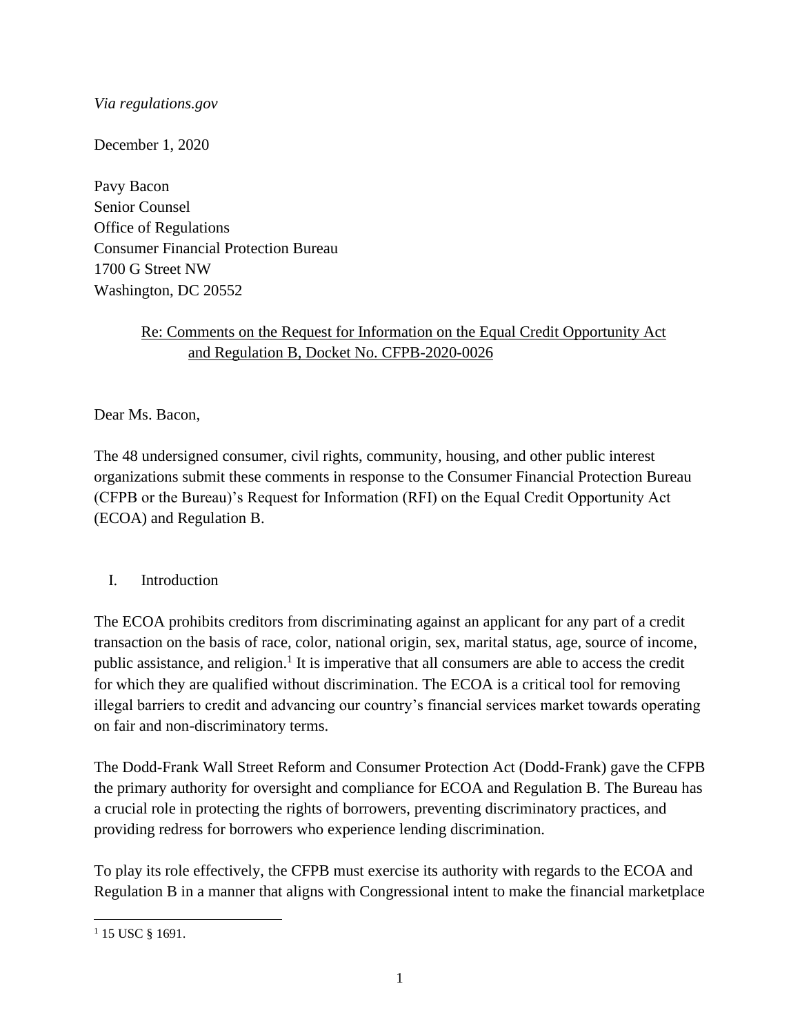*Via regulations.gov*

December 1, 2020

Pavy Bacon
Senior Counsel
Office of Regulations
Consumer Financial Protection Bureau
1700 G Street NW
Washington, DC 20552

Re: Comments on the Request for Information on the Equal Credit Opportunity Act and Regulation B, Docket No. CFPB-2020-0026

Dear Ms. Bacon,

The 48 undersigned consumer, civil rights, community, housing, and other public interest organizations submit these comments in response to the Consumer Financial Protection Bureau (CFPB or the Bureau)'s Request for Information (RFI) on the Equal Credit Opportunity Act (ECOA) and Regulation B.

## I. Introduction

The ECOA prohibits creditors from discriminating against an applicant for any part of a credit transaction on the basis of race, color, national origin, sex, marital status, age, source of income, public assistance, and religion.[1] It is imperative that all consumers are able to access the credit for which they are qualified without discrimination. The ECOA is a critical tool for removing illegal barriers to credit and advancing our country's financial services market towards operating on fair and non-discriminatory terms.

The Dodd-Frank Wall Street Reform and Consumer Protection Act (Dodd-Frank) gave the CFPB the primary authority for oversight and compliance for ECOA and Regulation B. The Bureau has a crucial role in protecting the rights of borrowers, preventing discriminatory practices, and providing redress for borrowers who experience lending discrimination.

To play its role effectively, the CFPB must exercise its authority with regards to the ECOA and Regulation B in a manner that aligns with Congressional intent to make the financial marketplace

[1] 15 USC § 1691.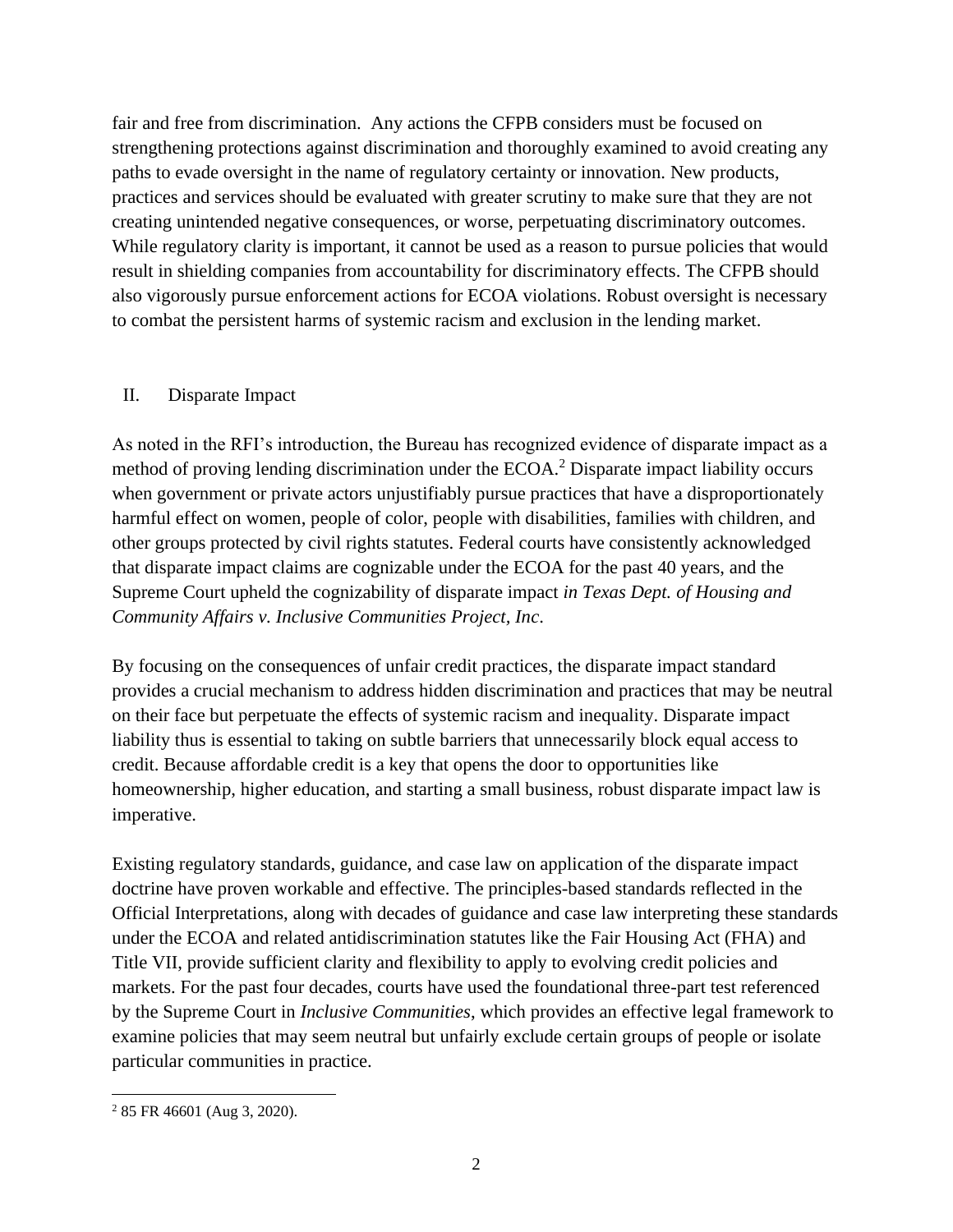fair and free from discrimination. Any actions the CFPB considers must be focused on strengthening protections against discrimination and thoroughly examined to avoid creating any paths to evade oversight in the name of regulatory certainty or innovation. New products, practices and services should be evaluated with greater scrutiny to make sure that they are not creating unintended negative consequences, or worse, perpetuating discriminatory outcomes. While regulatory clarity is important, it cannot be used as a reason to pursue policies that would result in shielding companies from accountability for discriminatory effects. The CFPB should also vigorously pursue enforcement actions for ECOA violations. Robust oversight is necessary to combat the persistent harms of systemic racism and exclusion in the lending market.

## II. Disparate Impact

As noted in the RFI's introduction, the Bureau has recognized evidence of disparate impact as a method of proving lending discrimination under the ECOA.[2] Disparate impact liability occurs when government or private actors unjustifiably pursue practices that have a disproportionately harmful effect on women, people of color, people with disabilities, families with children, and other groups protected by civil rights statutes. Federal courts have consistently acknowledged that disparate impact claims are cognizable under the ECOA for the past 40 years, and the Supreme Court upheld the cognizability of disparate impact *in Texas Dept. of Housing and Community Affairs v. Inclusive Communities Project, Inc*.

By focusing on the consequences of unfair credit practices, the disparate impact standard provides a crucial mechanism to address hidden discrimination and practices that may be neutral on their face but perpetuate the effects of systemic racism and inequality. Disparate impact liability thus is essential to taking on subtle barriers that unnecessarily block equal access to credit. Because affordable credit is a key that opens the door to opportunities like homeownership, higher education, and starting a small business, robust disparate impact law is imperative.

Existing regulatory standards, guidance, and case law on application of the disparate impact doctrine have proven workable and effective. The principles-based standards reflected in the Official Interpretations, along with decades of guidance and case law interpreting these standards under the ECOA and related antidiscrimination statutes like the Fair Housing Act (FHA) and Title VII, provide sufficient clarity and flexibility to apply to evolving credit policies and markets. For the past four decades, courts have used the foundational three-part test referenced by the Supreme Court in *Inclusive Communities*, which provides an effective legal framework to examine policies that may seem neutral but unfairly exclude certain groups of people or isolate particular communities in practice.

---

[2] 85 FR 46601 (Aug 3, 2020).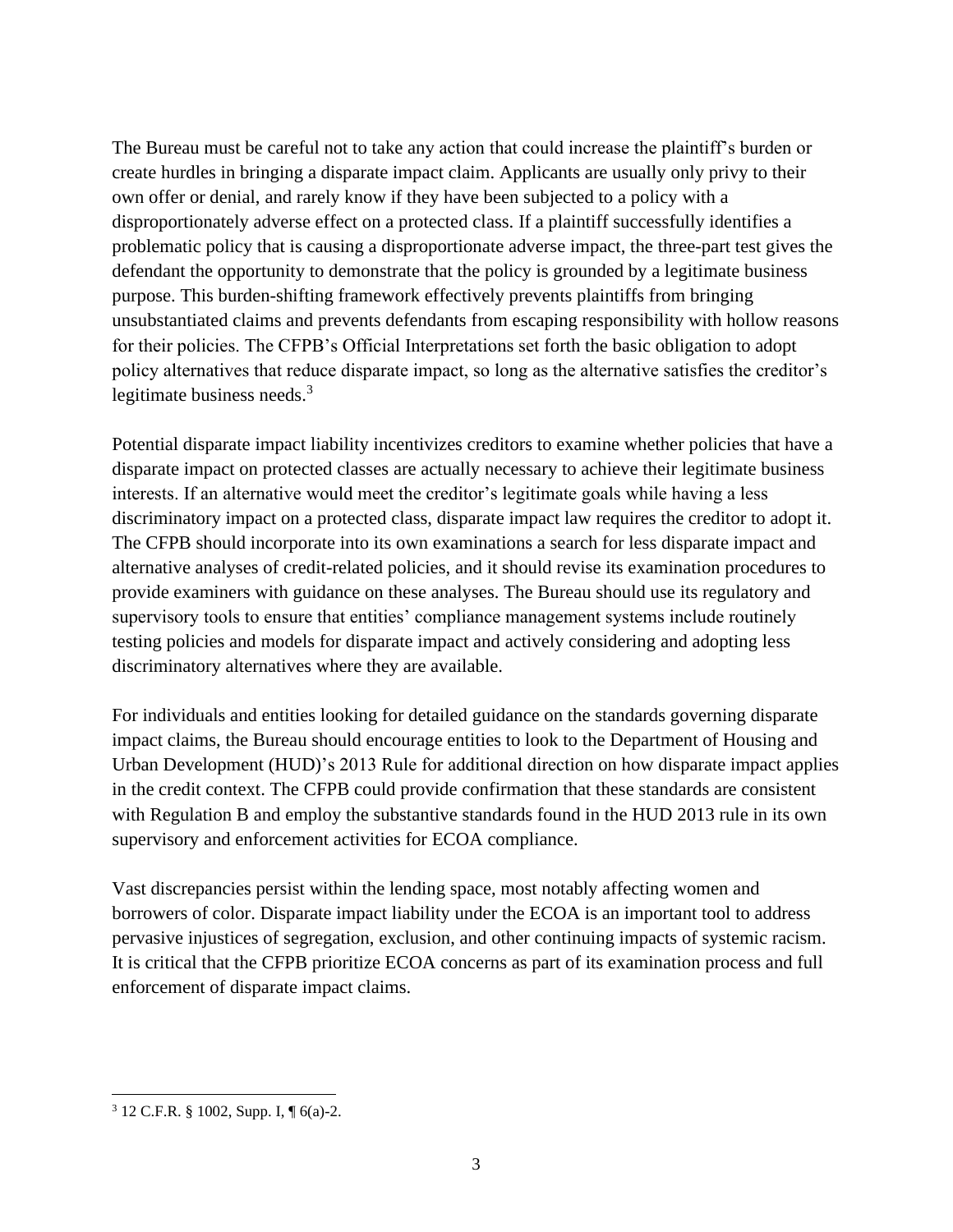The Bureau must be careful not to take any action that could increase the plaintiff's burden or create hurdles in bringing a disparate impact claim. Applicants are usually only privy to their own offer or denial, and rarely know if they have been subjected to a policy with a disproportionately adverse effect on a protected class. If a plaintiff successfully identifies a problematic policy that is causing a disproportionate adverse impact, the three-part test gives the defendant the opportunity to demonstrate that the policy is grounded by a legitimate business purpose. This burden-shifting framework effectively prevents plaintiffs from bringing unsubstantiated claims and prevents defendants from escaping responsibility with hollow reasons for their policies. The CFPB's Official Interpretations set forth the basic obligation to adopt policy alternatives that reduce disparate impact, so long as the alternative satisfies the creditor's legitimate business needs.[3]

Potential disparate impact liability incentivizes creditors to examine whether policies that have a disparate impact on protected classes are actually necessary to achieve their legitimate business interests. If an alternative would meet the creditor's legitimate goals while having a less discriminatory impact on a protected class, disparate impact law requires the creditor to adopt it. The CFPB should incorporate into its own examinations a search for less disparate impact and alternative analyses of credit-related policies, and it should revise its examination procedures to provide examiners with guidance on these analyses. The Bureau should use its regulatory and supervisory tools to ensure that entities' compliance management systems include routinely testing policies and models for disparate impact and actively considering and adopting less discriminatory alternatives where they are available.

For individuals and entities looking for detailed guidance on the standards governing disparate impact claims, the Bureau should encourage entities to look to the Department of Housing and Urban Development (HUD)'s 2013 Rule for additional direction on how disparate impact applies in the credit context. The CFPB could provide confirmation that these standards are consistent with Regulation B and employ the substantive standards found in the HUD 2013 rule in its own supervisory and enforcement activities for ECOA compliance.

Vast discrepancies persist within the lending space, most notably affecting women and borrowers of color. Disparate impact liability under the ECOA is an important tool to address pervasive injustices of segregation, exclusion, and other continuing impacts of systemic racism. It is critical that the CFPB prioritize ECOA concerns as part of its examination process and full enforcement of disparate impact claims.

---

[3] 12 C.F.R. § 1002, Supp. I, ¶ 6(a)-2.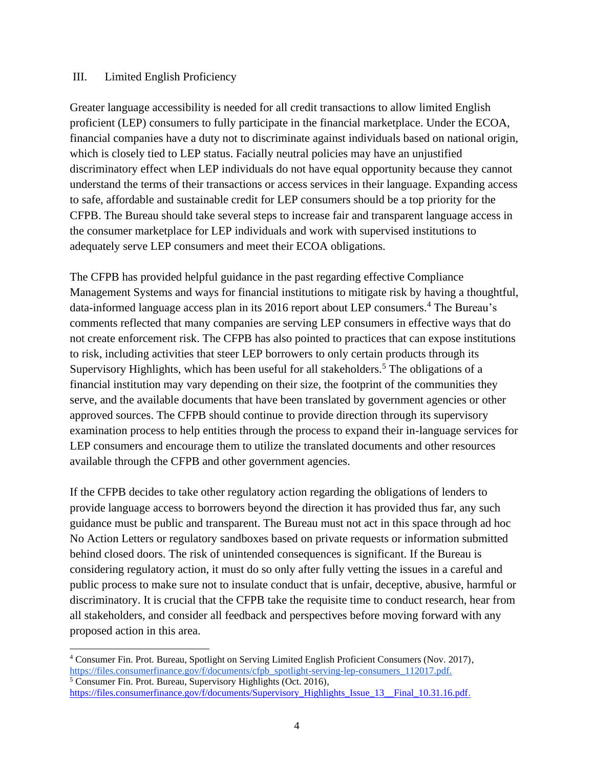## III. Limited English Proficiency

Greater language accessibility is needed for all credit transactions to allow limited English proficient (LEP) consumers to fully participate in the financial marketplace. Under the ECOA, financial companies have a duty not to discriminate against individuals based on national origin, which is closely tied to LEP status. Facially neutral policies may have an unjustified discriminatory effect when LEP individuals do not have equal opportunity because they cannot understand the terms of their transactions or access services in their language. Expanding access to safe, affordable and sustainable credit for LEP consumers should be a top priority for the CFPB. The Bureau should take several steps to increase fair and transparent language access in the consumer marketplace for LEP individuals and work with supervised institutions to adequately serve LEP consumers and meet their ECOA obligations.

The CFPB has provided helpful guidance in the past regarding effective Compliance Management Systems and ways for financial institutions to mitigate risk by having a thoughtful, data-informed language access plan in its 2016 report about LEP consumers.[4] The Bureau's comments reflected that many companies are serving LEP consumers in effective ways that do not create enforcement risk. The CFPB has also pointed to practices that can expose institutions to risk, including activities that steer LEP borrowers to only certain products through its Supervisory Highlights, which has been useful for all stakeholders.[5] The obligations of a financial institution may vary depending on their size, the footprint of the communities they serve, and the available documents that have been translated by government agencies or other approved sources. The CFPB should continue to provide direction through its supervisory examination process to help entities through the process to expand their in-language services for LEP consumers and encourage them to utilize the translated documents and other resources available through the CFPB and other government agencies.

If the CFPB decides to take other regulatory action regarding the obligations of lenders to provide language access to borrowers beyond the direction it has provided thus far, any such guidance must be public and transparent. The Bureau must not act in this space through ad hoc No Action Letters or regulatory sandboxes based on private requests or information submitted behind closed doors. The risk of unintended consequences is significant. If the Bureau is considering regulatory action, it must do so only after fully vetting the issues in a careful and public process to make sure not to insulate conduct that is unfair, deceptive, abusive, harmful or discriminatory. It is crucial that the CFPB take the requisite time to conduct research, hear from all stakeholders, and consider all feedback and perspectives before moving forward with any proposed action in this area.

---

[4] Consumer Fin. Prot. Bureau, Spotlight on Serving Limited English Proficient Consumers (Nov. 2017), https://files.consumerfinance.gov/f/documents/cfpb_spotlight-serving-lep-consumers_112017.pdf.

[5] Consumer Fin. Prot. Bureau, Supervisory Highlights (Oct. 2016), https://files.consumerfinance.gov/f/documents/Supervisory_Highlights_Issue_13__Final_10.31.16.pdf.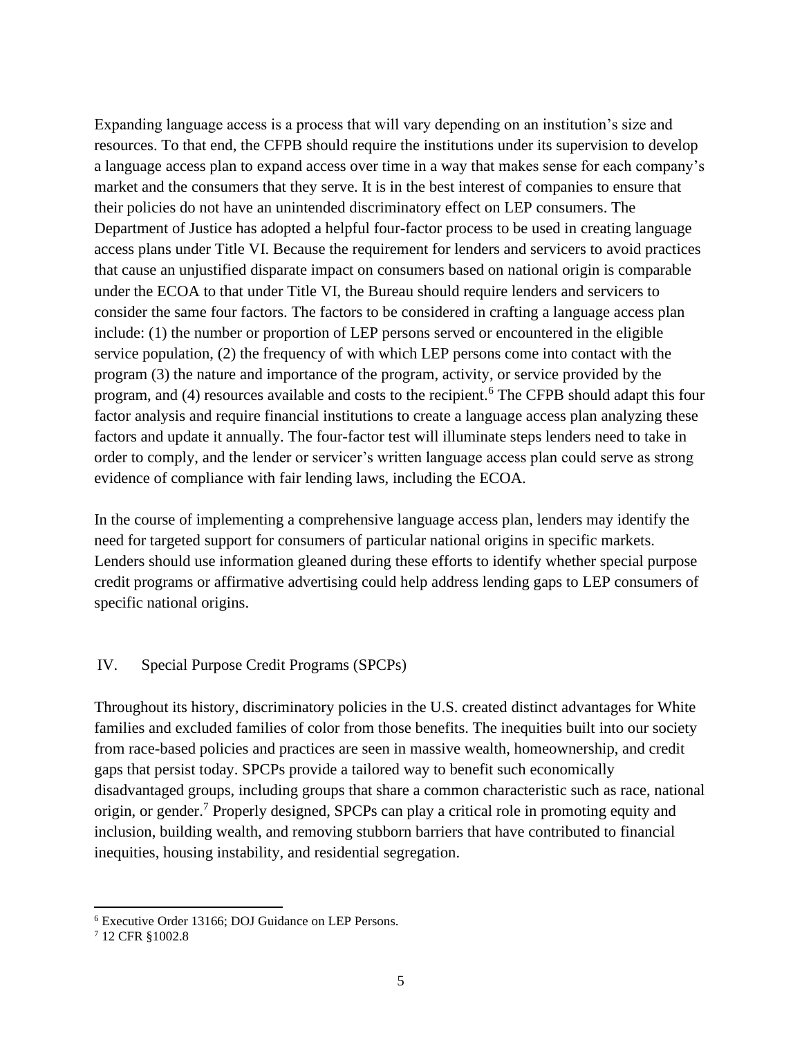Expanding language access is a process that will vary depending on an institution's size and resources. To that end, the CFPB should require the institutions under its supervision to develop a language access plan to expand access over time in a way that makes sense for each company's market and the consumers that they serve. It is in the best interest of companies to ensure that their policies do not have an unintended discriminatory effect on LEP consumers. The Department of Justice has adopted a helpful four-factor process to be used in creating language access plans under Title VI. Because the requirement for lenders and servicers to avoid practices that cause an unjustified disparate impact on consumers based on national origin is comparable under the ECOA to that under Title VI, the Bureau should require lenders and servicers to consider the same four factors. The factors to be considered in crafting a language access plan include: (1) the number or proportion of LEP persons served or encountered in the eligible service population, (2) the frequency of with which LEP persons come into contact with the program (3) the nature and importance of the program, activity, or service provided by the program, and (4) resources available and costs to the recipient.[6] The CFPB should adapt this four factor analysis and require financial institutions to create a language access plan analyzing these factors and update it annually. The four-factor test will illuminate steps lenders need to take in order to comply, and the lender or servicer's written language access plan could serve as strong evidence of compliance with fair lending laws, including the ECOA.

In the course of implementing a comprehensive language access plan, lenders may identify the need for targeted support for consumers of particular national origins in specific markets. Lenders should use information gleaned during these efforts to identify whether special purpose credit programs or affirmative advertising could help address lending gaps to LEP consumers of specific national origins.

## IV. Special Purpose Credit Programs (SPCPs)

Throughout its history, discriminatory policies in the U.S. created distinct advantages for White families and excluded families of color from those benefits. The inequities built into our society from race-based policies and practices are seen in massive wealth, homeownership, and credit gaps that persist today. SPCPs provide a tailored way to benefit such economically disadvantaged groups, including groups that share a common characteristic such as race, national origin, or gender.[7] Properly designed, SPCPs can play a critical role in promoting equity and inclusion, building wealth, and removing stubborn barriers that have contributed to financial inequities, housing instability, and residential segregation.

---

[6] Executive Order 13166; DOJ Guidance on LEP Persons.

[7] 12 CFR §1002.8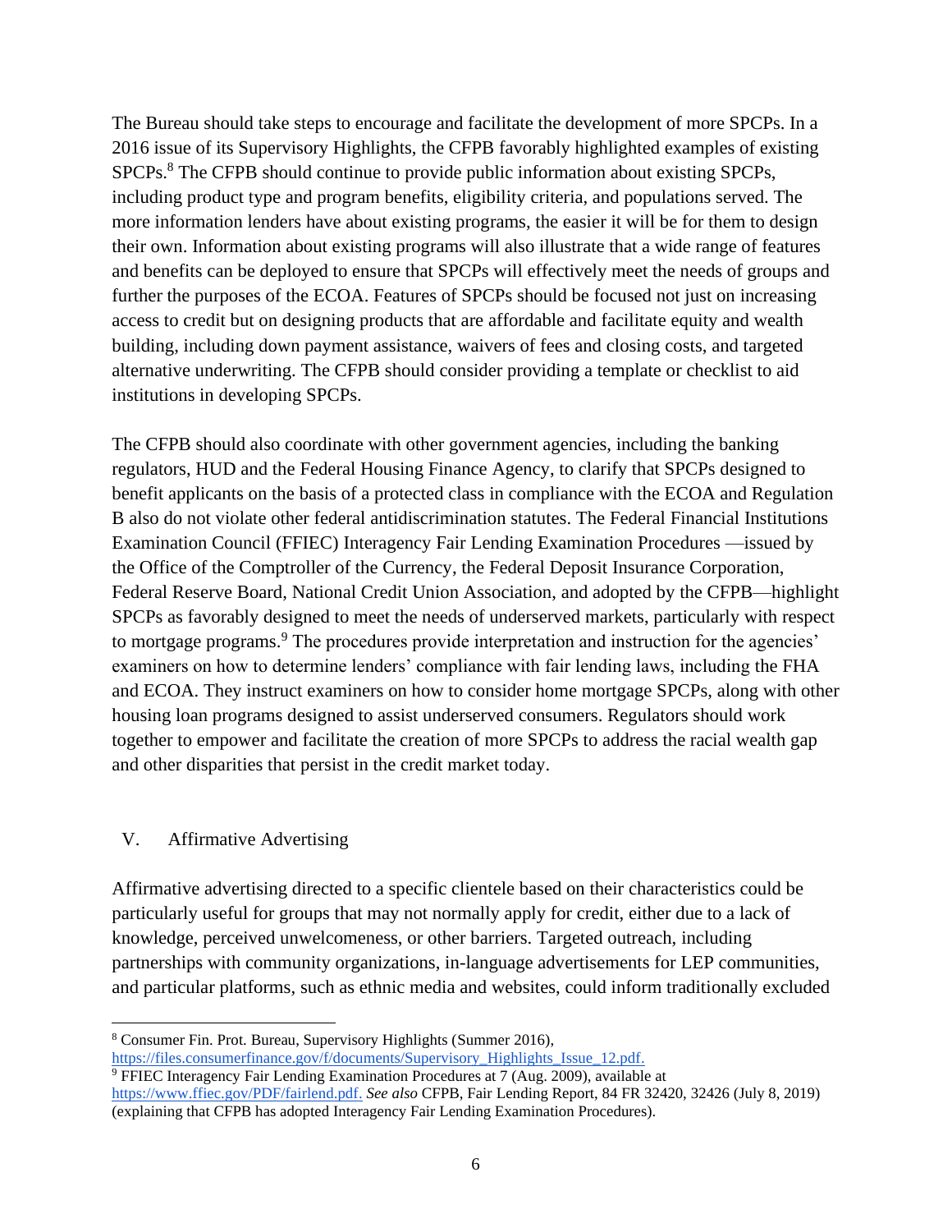The Bureau should take steps to encourage and facilitate the development of more SPCPs. In a 2016 issue of its Supervisory Highlights, the CFPB favorably highlighted examples of existing SPCPs.[8] The CFPB should continue to provide public information about existing SPCPs, including product type and program benefits, eligibility criteria, and populations served. The more information lenders have about existing programs, the easier it will be for them to design their own. Information about existing programs will also illustrate that a wide range of features and benefits can be deployed to ensure that SPCPs will effectively meet the needs of groups and further the purposes of the ECOA. Features of SPCPs should be focused not just on increasing access to credit but on designing products that are affordable and facilitate equity and wealth building, including down payment assistance, waivers of fees and closing costs, and targeted alternative underwriting. The CFPB should consider providing a template or checklist to aid institutions in developing SPCPs.

The CFPB should also coordinate with other government agencies, including the banking regulators, HUD and the Federal Housing Finance Agency, to clarify that SPCPs designed to benefit applicants on the basis of a protected class in compliance with the ECOA and Regulation B also do not violate other federal antidiscrimination statutes. The Federal Financial Institutions Examination Council (FFIEC) Interagency Fair Lending Examination Procedures —issued by the Office of the Comptroller of the Currency, the Federal Deposit Insurance Corporation, Federal Reserve Board, National Credit Union Association, and adopted by the CFPB—highlight SPCPs as favorably designed to meet the needs of underserved markets, particularly with respect to mortgage programs.[9] The procedures provide interpretation and instruction for the agencies' examiners on how to determine lenders' compliance with fair lending laws, including the FHA and ECOA. They instruct examiners on how to consider home mortgage SPCPs, along with other housing loan programs designed to assist underserved consumers. Regulators should work together to empower and facilitate the creation of more SPCPs to address the racial wealth gap and other disparities that persist in the credit market today.

## V. Affirmative Advertising

Affirmative advertising directed to a specific clientele based on their characteristics could be particularly useful for groups that may not normally apply for credit, either due to a lack of knowledge, perceived unwelcomeness, or other barriers. Targeted outreach, including partnerships with community organizations, in-language advertisements for LEP communities, and particular platforms, such as ethnic media and websites, could inform traditionally excluded

---

[8] Consumer Fin. Prot. Bureau, Supervisory Highlights (Summer 2016), https://files.consumerfinance.gov/f/documents/Supervisory_Highlights_Issue_12.pdf.

[9] FFIEC Interagency Fair Lending Examination Procedures at 7 (Aug. 2009), available at https://www.ffiec.gov/PDF/fairlend.pdf. *See also* CFPB, Fair Lending Report, 84 FR 32420, 32426 (July 8, 2019) (explaining that CFPB has adopted Interagency Fair Lending Examination Procedures).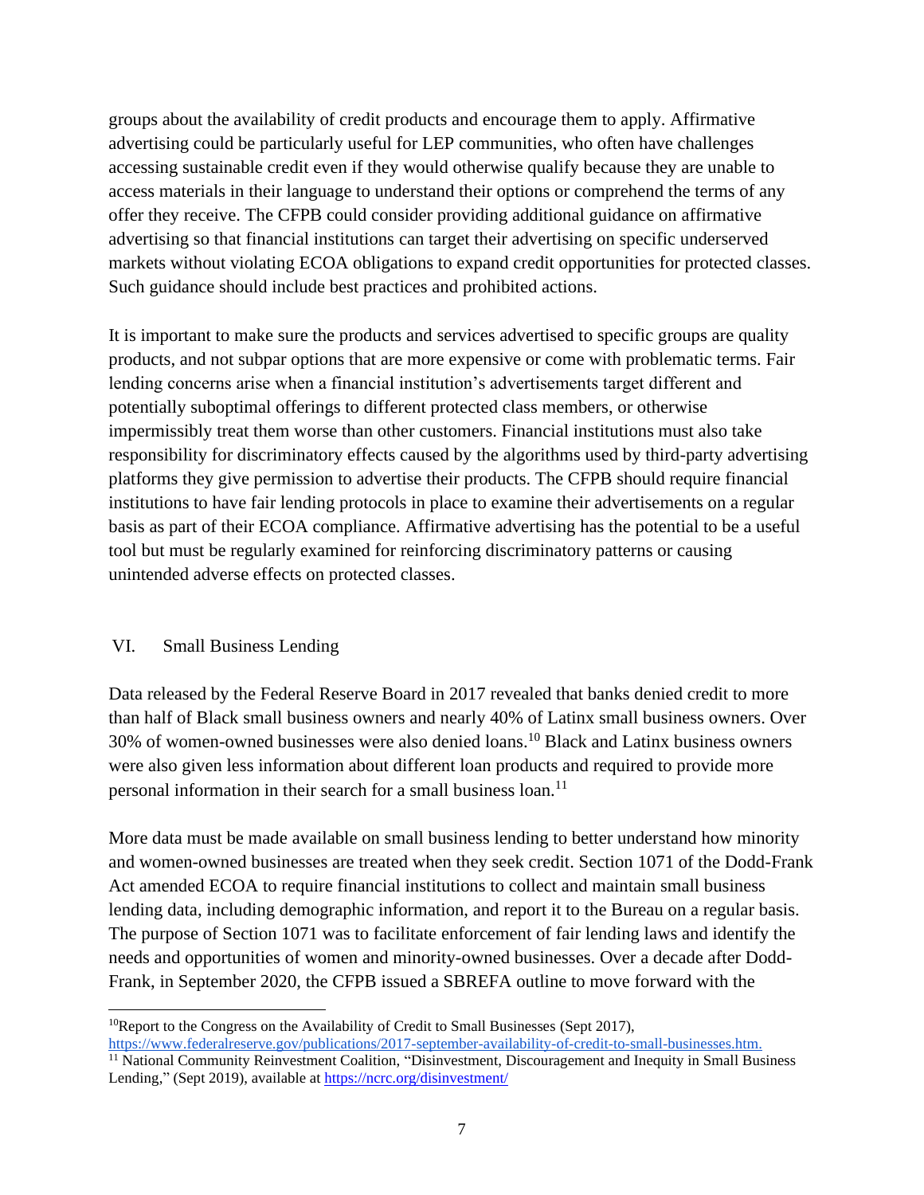groups about the availability of credit products and encourage them to apply. Affirmative advertising could be particularly useful for LEP communities, who often have challenges accessing sustainable credit even if they would otherwise qualify because they are unable to access materials in their language to understand their options or comprehend the terms of any offer they receive. The CFPB could consider providing additional guidance on affirmative advertising so that financial institutions can target their advertising on specific underserved markets without violating ECOA obligations to expand credit opportunities for protected classes. Such guidance should include best practices and prohibited actions.

It is important to make sure the products and services advertised to specific groups are quality products, and not subpar options that are more expensive or come with problematic terms. Fair lending concerns arise when a financial institution's advertisements target different and potentially suboptimal offerings to different protected class members, or otherwise impermissibly treat them worse than other customers. Financial institutions must also take responsibility for discriminatory effects caused by the algorithms used by third-party advertising platforms they give permission to advertise their products. The CFPB should require financial institutions to have fair lending protocols in place to examine their advertisements on a regular basis as part of their ECOA compliance. Affirmative advertising has the potential to be a useful tool but must be regularly examined for reinforcing discriminatory patterns or causing unintended adverse effects on protected classes.

## VI. Small Business Lending

Data released by the Federal Reserve Board in 2017 revealed that banks denied credit to more than half of Black small business owners and nearly 40% of Latinx small business owners. Over 30% of women-owned businesses were also denied loans.[10] Black and Latinx business owners were also given less information about different loan products and required to provide more personal information in their search for a small business loan.[11]

More data must be made available on small business lending to better understand how minority and women-owned businesses are treated when they seek credit. Section 1071 of the Dodd-Frank Act amended ECOA to require financial institutions to collect and maintain small business lending data, including demographic information, and report it to the Bureau on a regular basis. The purpose of Section 1071 was to facilitate enforcement of fair lending laws and identify the needs and opportunities of women and minority-owned businesses. Over a decade after Dodd-Frank, in September 2020, the CFPB issued a SBREFA outline to move forward with the

---

[10] Report to the Congress on the Availability of Credit to Small Businesses (Sept 2017), https://www.federalreserve.gov/publications/2017-september-availability-of-credit-to-small-businesses.htm.

[11] National Community Reinvestment Coalition, "Disinvestment, Discouragement and Inequity in Small Business Lending," (Sept 2019), available at https://ncrc.org/disinvestment/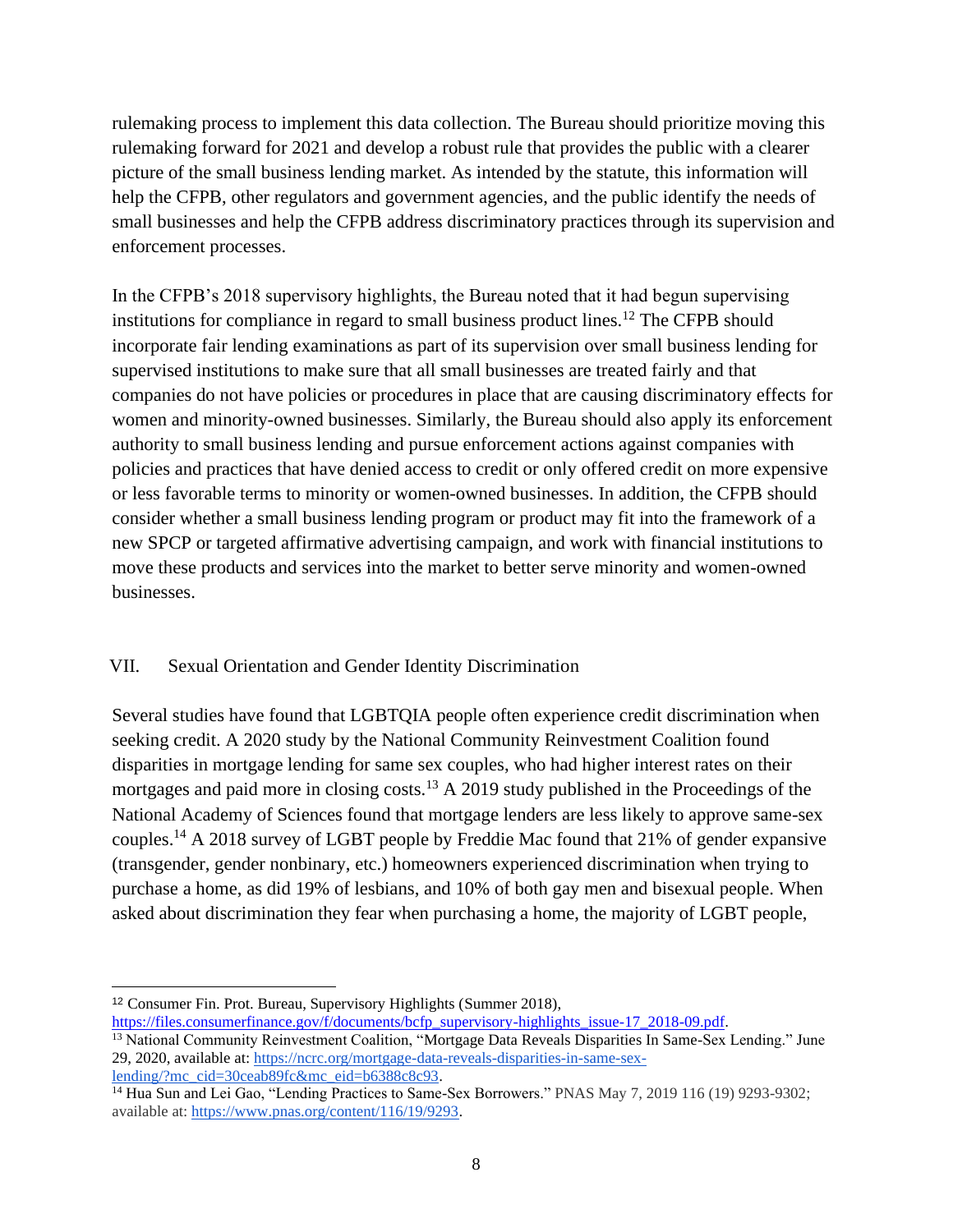rulemaking process to implement this data collection. The Bureau should prioritize moving this rulemaking forward for 2021 and develop a robust rule that provides the public with a clearer picture of the small business lending market. As intended by the statute, this information will help the CFPB, other regulators and government agencies, and the public identify the needs of small businesses and help the CFPB address discriminatory practices through its supervision and enforcement processes.

In the CFPB's 2018 supervisory highlights, the Bureau noted that it had begun supervising institutions for compliance in regard to small business product lines.[12] The CFPB should incorporate fair lending examinations as part of its supervision over small business lending for supervised institutions to make sure that all small businesses are treated fairly and that companies do not have policies or procedures in place that are causing discriminatory effects for women and minority-owned businesses. Similarly, the Bureau should also apply its enforcement authority to small business lending and pursue enforcement actions against companies with policies and practices that have denied access to credit or only offered credit on more expensive or less favorable terms to minority or women-owned businesses. In addition, the CFPB should consider whether a small business lending program or product may fit into the framework of a new SPCP or targeted affirmative advertising campaign, and work with financial institutions to move these products and services into the market to better serve minority and women-owned businesses.

## VII. Sexual Orientation and Gender Identity Discrimination

Several studies have found that LGBTQIA people often experience credit discrimination when seeking credit. A 2020 study by the National Community Reinvestment Coalition found disparities in mortgage lending for same sex couples, who had higher interest rates on their mortgages and paid more in closing costs.[13] A 2019 study published in the Proceedings of the National Academy of Sciences found that mortgage lenders are less likely to approve same-sex couples.[14] A 2018 survey of LGBT people by Freddie Mac found that 21% of gender expansive (transgender, gender nonbinary, etc.) homeowners experienced discrimination when trying to purchase a home, as did 19% of lesbians, and 10% of both gay men and bisexual people. When asked about discrimination they fear when purchasing a home, the majority of LGBT people,

---

[12] Consumer Fin. Prot. Bureau, Supervisory Highlights (Summer 2018), https://files.consumerfinance.gov/f/documents/bcfp_supervisory-highlights_issue-17_2018-09.pdf.

[13] National Community Reinvestment Coalition, "Mortgage Data Reveals Disparities In Same-Sex Lending." June 29, 2020, available at: https://ncrc.org/mortgage-data-reveals-disparities-in-same-sex-lending/?mc_cid=30ceab89fc&mc_eid=b6388c8c93.

[14] Hua Sun and Lei Gao, "Lending Practices to Same-Sex Borrowers." PNAS May 7, 2019 116 (19) 9293-9302; available at: https://www.pnas.org/content/116/19/9293.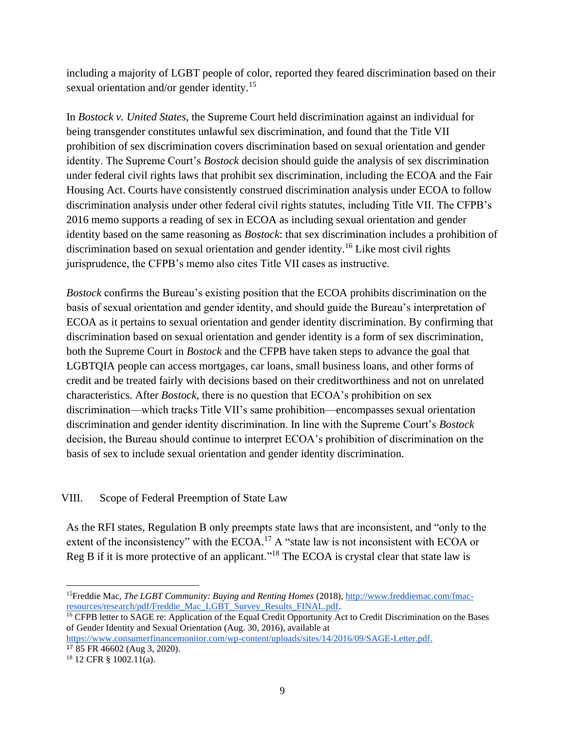including a majority of LGBT people of color, reported they feared discrimination based on their sexual orientation and/or gender identity.[15]

In *Bostock v. United States*, the Supreme Court held discrimination against an individual for being transgender constitutes unlawful sex discrimination, and found that the Title VII prohibition of sex discrimination covers discrimination based on sexual orientation and gender identity. The Supreme Court's *Bostock* decision should guide the analysis of sex discrimination under federal civil rights laws that prohibit sex discrimination, including the ECOA and the Fair Housing Act. Courts have consistently construed discrimination analysis under ECOA to follow discrimination analysis under other federal civil rights statutes, including Title VII. The CFPB's 2016 memo supports a reading of sex in ECOA as including sexual orientation and gender identity based on the same reasoning as *Bostock*: that sex discrimination includes a prohibition of discrimination based on sexual orientation and gender identity.[16] Like most civil rights jurisprudence, the CFPB's memo also cites Title VII cases as instructive.

*Bostock* confirms the Bureau's existing position that the ECOA prohibits discrimination on the basis of sexual orientation and gender identity, and should guide the Bureau's interpretation of ECOA as it pertains to sexual orientation and gender identity discrimination. By confirming that discrimination based on sexual orientation and gender identity is a form of sex discrimination, both the Supreme Court in *Bostock* and the CFPB have taken steps to advance the goal that LGBTQIA people can access mortgages, car loans, small business loans, and other forms of credit and be treated fairly with decisions based on their creditworthiness and not on unrelated characteristics. After *Bostock*, there is no question that ECOA's prohibition on sex discrimination—which tracks Title VII's same prohibition—encompasses sexual orientation discrimination and gender identity discrimination. In line with the Supreme Court's *Bostock* decision, the Bureau should continue to interpret ECOA's prohibition of discrimination on the basis of sex to include sexual orientation and gender identity discrimination.

## VIII. Scope of Federal Preemption of State Law

As the RFI states, Regulation B only preempts state laws that are inconsistent, and "only to the extent of the inconsistency" with the ECOA.[17] A "state law is not inconsistent with ECOA or Reg B if it is more protective of an applicant."[18] The ECOA is crystal clear that state law is

---

[15] Freddie Mac, *The LGBT Community: Buying and Renting Homes* (2018), http://www.freddiemac.com/fmac-resources/research/pdf/Freddie_Mac_LGBT_Survey_Results_FINAL.pdf.

[16] CFPB letter to SAGE re: Application of the Equal Credit Opportunity Act to Credit Discrimination on the Bases of Gender Identity and Sexual Orientation (Aug. 30, 2016), available at https://www.consumerfinancemonitor.com/wp-content/uploads/sites/14/2016/09/SAGE-Letter.pdf.

[17] 85 FR 46602 (Aug 3, 2020).

[18] 12 CFR § 1002.11(a).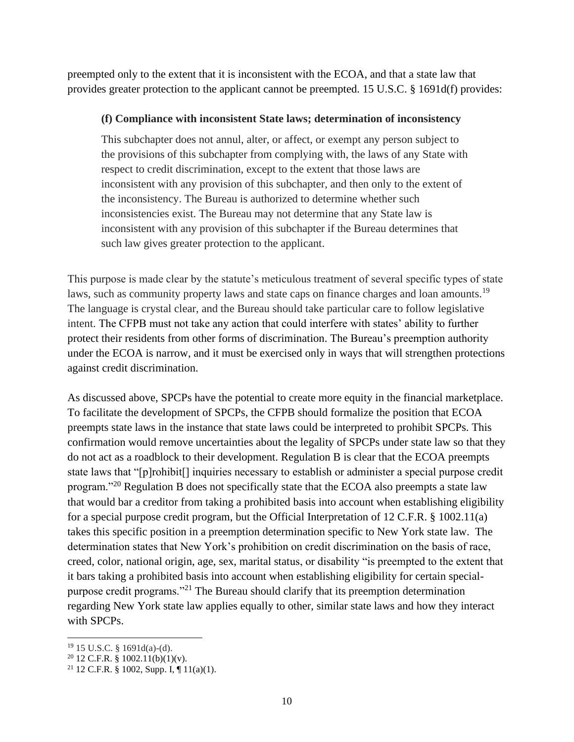preempted only to the extent that it is inconsistent with the ECOA, and that a state law that provides greater protection to the applicant cannot be preempted. 15 U.S.C. § 1691d(f) provides:

> **(f) Compliance with inconsistent State laws; determination of inconsistency**
>
> This subchapter does not annul, alter, or affect, or exempt any person subject to the provisions of this subchapter from complying with, the laws of any State with respect to credit discrimination, except to the extent that those laws are inconsistent with any provision of this subchapter, and then only to the extent of the inconsistency. The Bureau is authorized to determine whether such inconsistencies exist. The Bureau may not determine that any State law is inconsistent with any provision of this subchapter if the Bureau determines that such law gives greater protection to the applicant.

This purpose is made clear by the statute's meticulous treatment of several specific types of state laws, such as community property laws and state caps on finance charges and loan amounts.[19] The language is crystal clear, and the Bureau should take particular care to follow legislative intent. The CFPB must not take any action that could interfere with states' ability to further protect their residents from other forms of discrimination. The Bureau's preemption authority under the ECOA is narrow, and it must be exercised only in ways that will strengthen protections against credit discrimination.

As discussed above, SPCPs have the potential to create more equity in the financial marketplace. To facilitate the development of SPCPs, the CFPB should formalize the position that ECOA preempts state laws in the instance that state laws could be interpreted to prohibit SPCPs. This confirmation would remove uncertainties about the legality of SPCPs under state law so that they do not act as a roadblock to their development. Regulation B is clear that the ECOA preempts state laws that "[p]rohibit[] inquiries necessary to establish or administer a special purpose credit program."[20] Regulation B does not specifically state that the ECOA also preempts a state law that would bar a creditor from taking a prohibited basis into account when establishing eligibility for a special purpose credit program, but the Official Interpretation of 12 C.F.R. § 1002.11(a) takes this specific position in a preemption determination specific to New York state law. The determination states that New York's prohibition on credit discrimination on the basis of race, creed, color, national origin, age, sex, marital status, or disability "is preempted to the extent that it bars taking a prohibited basis into account when establishing eligibility for certain special-purpose credit programs."[21] The Bureau should clarify that its preemption determination regarding New York state law applies equally to other, similar state laws and how they interact with SPCPs.

---

[19] 15 U.S.C. § 1691d(a)-(d).

[20] 12 C.F.R. § 1002.11(b)(1)(v).

[21] 12 C.F.R. § 1002, Supp. I, ¶ 11(a)(1).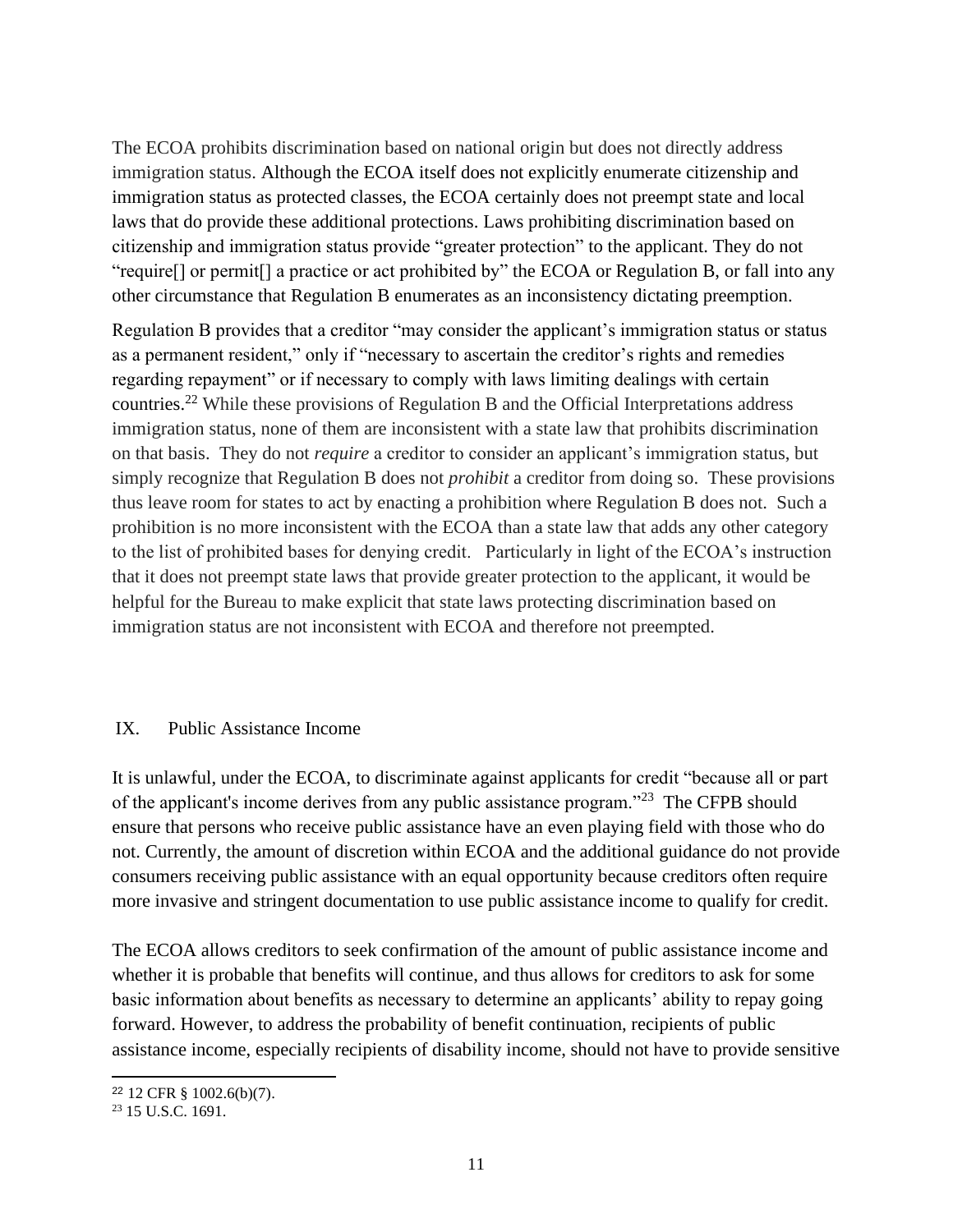The ECOA prohibits discrimination based on national origin but does not directly address immigration status. Although the ECOA itself does not explicitly enumerate citizenship and immigration status as protected classes, the ECOA certainly does not preempt state and local laws that do provide these additional protections. Laws prohibiting discrimination based on citizenship and immigration status provide "greater protection" to the applicant. They do not "require[] or permit[] a practice or act prohibited by" the ECOA or Regulation B, or fall into any other circumstance that Regulation B enumerates as an inconsistency dictating preemption.

Regulation B provides that a creditor "may consider the applicant's immigration status or status as a permanent resident," only if "necessary to ascertain the creditor's rights and remedies regarding repayment" or if necessary to comply with laws limiting dealings with certain countries.[22] While these provisions of Regulation B and the Official Interpretations address immigration status, none of them are inconsistent with a state law that prohibits discrimination on that basis. They do not *require* a creditor to consider an applicant's immigration status, but simply recognize that Regulation B does not *prohibit* a creditor from doing so. These provisions thus leave room for states to act by enacting a prohibition where Regulation B does not. Such a prohibition is no more inconsistent with the ECOA than a state law that adds any other category to the list of prohibited bases for denying credit. Particularly in light of the ECOA's instruction that it does not preempt state laws that provide greater protection to the applicant, it would be helpful for the Bureau to make explicit that state laws protecting discrimination based on immigration status are not inconsistent with ECOA and therefore not preempted.

## IX. Public Assistance Income

It is unlawful, under the ECOA, to discriminate against applicants for credit "because all or part of the applicant's income derives from any public assistance program."[23] The CFPB should ensure that persons who receive public assistance have an even playing field with those who do not. Currently, the amount of discretion within ECOA and the additional guidance do not provide consumers receiving public assistance with an equal opportunity because creditors often require more invasive and stringent documentation to use public assistance income to qualify for credit.

The ECOA allows creditors to seek confirmation of the amount of public assistance income and whether it is probable that benefits will continue, and thus allows for creditors to ask for some basic information about benefits as necessary to determine an applicants' ability to repay going forward. However, to address the probability of benefit continuation, recipients of public assistance income, especially recipients of disability income, should not have to provide sensitive

[22] 12 CFR § 1002.6(b)(7).

[23] 15 U.S.C. 1691.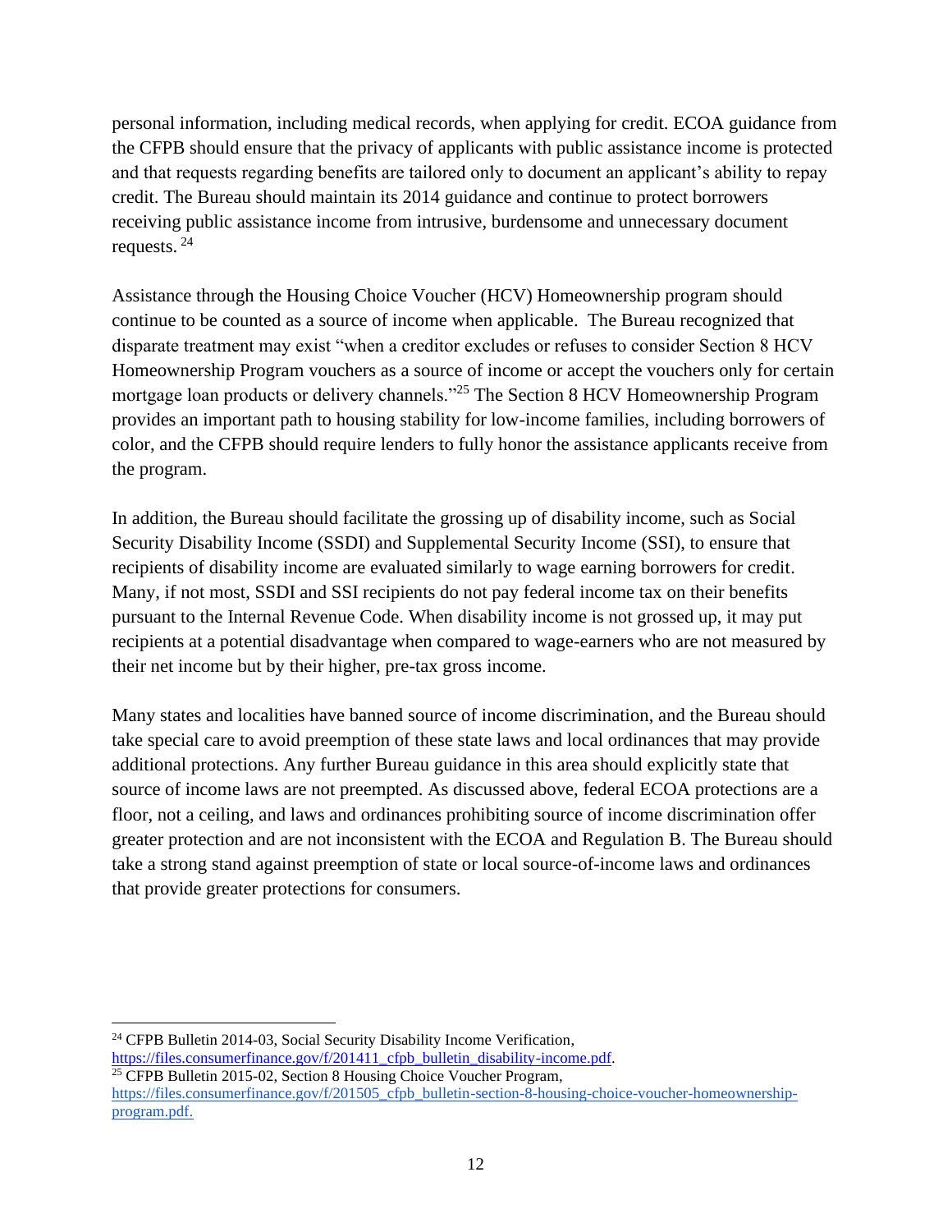personal information, including medical records, when applying for credit. ECOA guidance from the CFPB should ensure that the privacy of applicants with public assistance income is protected and that requests regarding benefits are tailored only to document an applicant's ability to repay credit. The Bureau should maintain its 2014 guidance and continue to protect borrowers receiving public assistance income from intrusive, burdensome and unnecessary document requests. [24]

Assistance through the Housing Choice Voucher (HCV) Homeownership program should continue to be counted as a source of income when applicable. The Bureau recognized that disparate treatment may exist "when a creditor excludes or refuses to consider Section 8 HCV Homeownership Program vouchers as a source of income or accept the vouchers only for certain mortgage loan products or delivery channels."[25] The Section 8 HCV Homeownership Program provides an important path to housing stability for low-income families, including borrowers of color, and the CFPB should require lenders to fully honor the assistance applicants receive from the program.

In addition, the Bureau should facilitate the grossing up of disability income, such as Social Security Disability Income (SSDI) and Supplemental Security Income (SSI), to ensure that recipients of disability income are evaluated similarly to wage earning borrowers for credit. Many, if not most, SSDI and SSI recipients do not pay federal income tax on their benefits pursuant to the Internal Revenue Code. When disability income is not grossed up, it may put recipients at a potential disadvantage when compared to wage-earners who are not measured by their net income but by their higher, pre-tax gross income.

Many states and localities have banned source of income discrimination, and the Bureau should take special care to avoid preemption of these state laws and local ordinances that may provide additional protections. Any further Bureau guidance in this area should explicitly state that source of income laws are not preempted. As discussed above, federal ECOA protections are a floor, not a ceiling, and laws and ordinances prohibiting source of income discrimination offer greater protection and are not inconsistent with the ECOA and Regulation B. The Bureau should take a strong stand against preemption of state or local source-of-income laws and ordinances that provide greater protections for consumers.

---

[24] CFPB Bulletin 2014-03, Social Security Disability Income Verification, https://files.consumerfinance.gov/f/201411_cfpb_bulletin_disability-income.pdf.

[25] CFPB Bulletin 2015-02, Section 8 Housing Choice Voucher Program, https://files.consumerfinance.gov/f/201505_cfpb_bulletin-section-8-housing-choice-voucher-homeownership-program.pdf.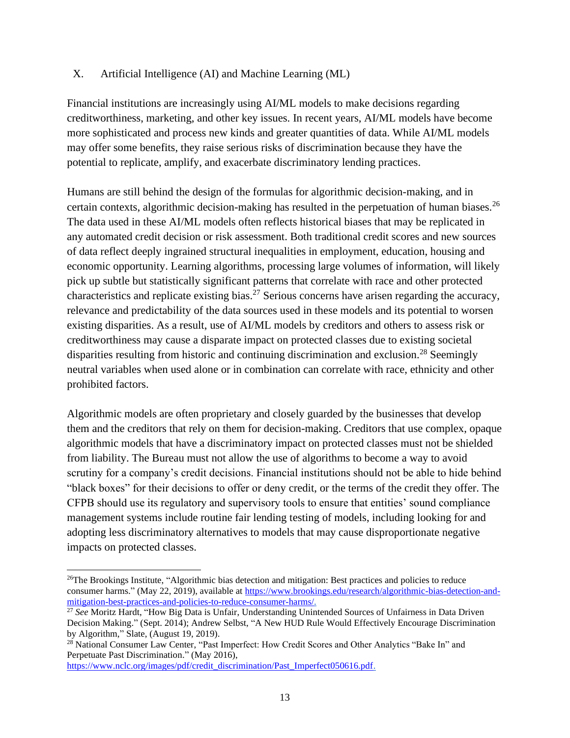## X. Artificial Intelligence (AI) and Machine Learning (ML)

Financial institutions are increasingly using AI/ML models to make decisions regarding creditworthiness, marketing, and other key issues. In recent years, AI/ML models have become more sophisticated and process new kinds and greater quantities of data. While AI/ML models may offer some benefits, they raise serious risks of discrimination because they have the potential to replicate, amplify, and exacerbate discriminatory lending practices.

Humans are still behind the design of the formulas for algorithmic decision-making, and in certain contexts, algorithmic decision-making has resulted in the perpetuation of human biases.[26] The data used in these AI/ML models often reflects historical biases that may be replicated in any automated credit decision or risk assessment. Both traditional credit scores and new sources of data reflect deeply ingrained structural inequalities in employment, education, housing and economic opportunity. Learning algorithms, processing large volumes of information, will likely pick up subtle but statistically significant patterns that correlate with race and other protected characteristics and replicate existing bias.[27] Serious concerns have arisen regarding the accuracy, relevance and predictability of the data sources used in these models and its potential to worsen existing disparities. As a result, use of AI/ML models by creditors and others to assess risk or creditworthiness may cause a disparate impact on protected classes due to existing societal disparities resulting from historic and continuing discrimination and exclusion.[28] Seemingly neutral variables when used alone or in combination can correlate with race, ethnicity and other prohibited factors.

Algorithmic models are often proprietary and closely guarded by the businesses that develop them and the creditors that rely on them for decision-making. Creditors that use complex, opaque algorithmic models that have a discriminatory impact on protected classes must not be shielded from liability. The Bureau must not allow the use of algorithms to become a way to avoid scrutiny for a company's credit decisions. Financial institutions should not be able to hide behind "black boxes" for their decisions to offer or deny credit, or the terms of the credit they offer. The CFPB should use its regulatory and supervisory tools to ensure that entities' sound compliance management systems include routine fair lending testing of models, including looking for and adopting less discriminatory alternatives to models that may cause disproportionate negative impacts on protected classes.

---

[26] The Brookings Institute, "Algorithmic bias detection and mitigation: Best practices and policies to reduce consumer harms." (May 22, 2019), available at https://www.brookings.edu/research/algorithmic-bias-detection-and-mitigation-best-practices-and-policies-to-reduce-consumer-harms/.

[27] *See* Moritz Hardt, "How Big Data is Unfair, Understanding Unintended Sources of Unfairness in Data Driven Decision Making." (Sept. 2014); Andrew Selbst, "A New HUD Rule Would Effectively Encourage Discrimination by Algorithm," Slate, (August 19, 2019).

[28] National Consumer Law Center, "Past Imperfect: How Credit Scores and Other Analytics "Bake In" and Perpetuate Past Discrimination." (May 2016), https://www.nclc.org/images/pdf/credit_discrimination/Past_Imperfect050616.pdf.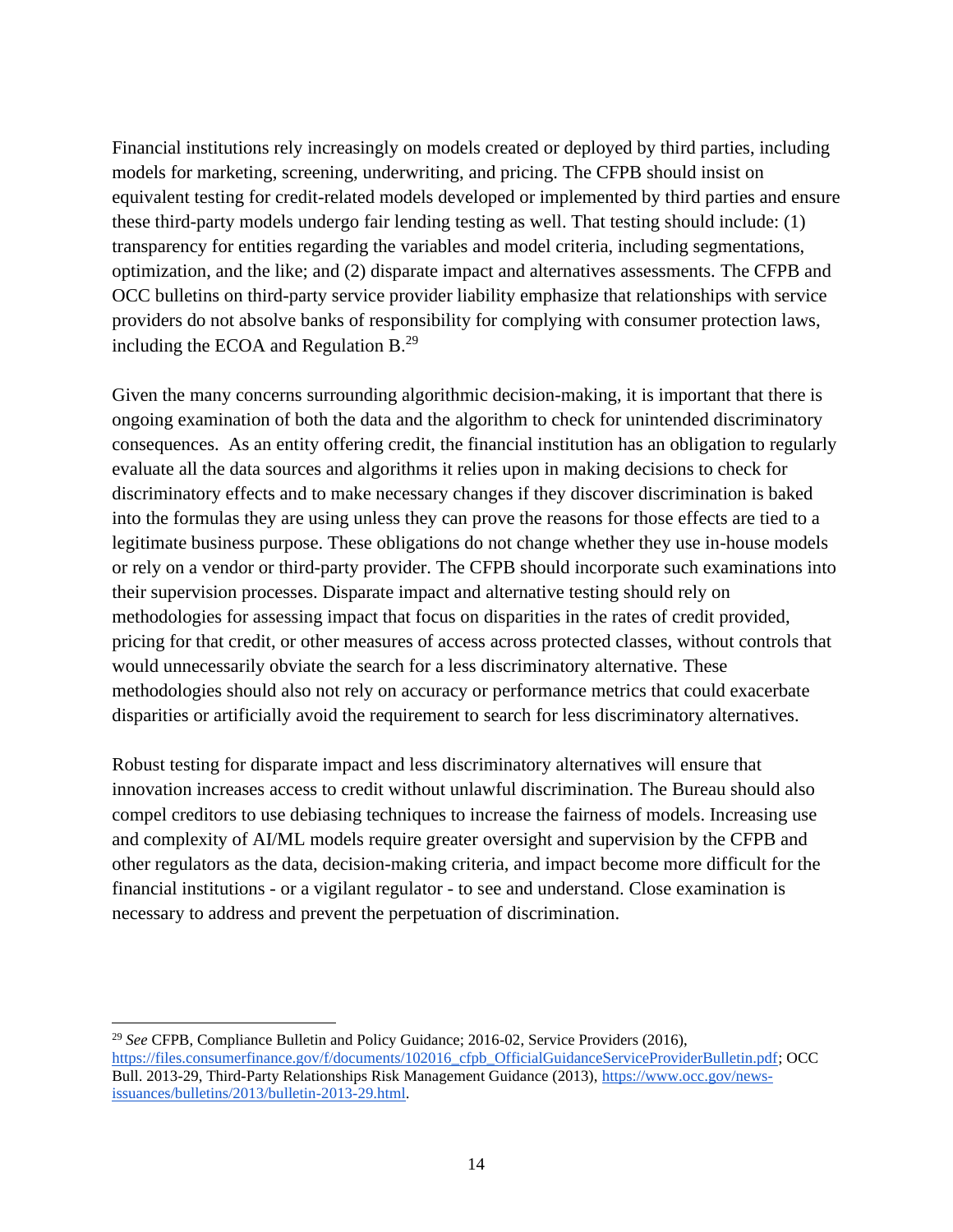Financial institutions rely increasingly on models created or deployed by third parties, including models for marketing, screening, underwriting, and pricing. The CFPB should insist on equivalent testing for credit-related models developed or implemented by third parties and ensure these third-party models undergo fair lending testing as well. That testing should include: (1) transparency for entities regarding the variables and model criteria, including segmentations, optimization, and the like; and (2) disparate impact and alternatives assessments. The CFPB and OCC bulletins on third-party service provider liability emphasize that relationships with service providers do not absolve banks of responsibility for complying with consumer protection laws, including the ECOA and Regulation B.[29]

Given the many concerns surrounding algorithmic decision-making, it is important that there is ongoing examination of both the data and the algorithm to check for unintended discriminatory consequences. As an entity offering credit, the financial institution has an obligation to regularly evaluate all the data sources and algorithms it relies upon in making decisions to check for discriminatory effects and to make necessary changes if they discover discrimination is baked into the formulas they are using unless they can prove the reasons for those effects are tied to a legitimate business purpose. These obligations do not change whether they use in-house models or rely on a vendor or third-party provider. The CFPB should incorporate such examinations into their supervision processes. Disparate impact and alternative testing should rely on methodologies for assessing impact that focus on disparities in the rates of credit provided, pricing for that credit, or other measures of access across protected classes, without controls that would unnecessarily obviate the search for a less discriminatory alternative. These methodologies should also not rely on accuracy or performance metrics that could exacerbate disparities or artificially avoid the requirement to search for less discriminatory alternatives.

Robust testing for disparate impact and less discriminatory alternatives will ensure that innovation increases access to credit without unlawful discrimination. The Bureau should also compel creditors to use debiasing techniques to increase the fairness of models. Increasing use and complexity of AI/ML models require greater oversight and supervision by the CFPB and other regulators as the data, decision-making criteria, and impact become more difficult for the financial institutions - or a vigilant regulator - to see and understand. Close examination is necessary to address and prevent the perpetuation of discrimination.

---

[29] *See* CFPB, Compliance Bulletin and Policy Guidance; 2016-02, Service Providers (2016), https://files.consumerfinance.gov/f/documents/102016_cfpb_OfficialGuidanceServiceProviderBulletin.pdf; OCC Bull. 2013-29, Third-Party Relationships Risk Management Guidance (2013), https://www.occ.gov/news-issuances/bulletins/2013/bulletin-2013-29.html.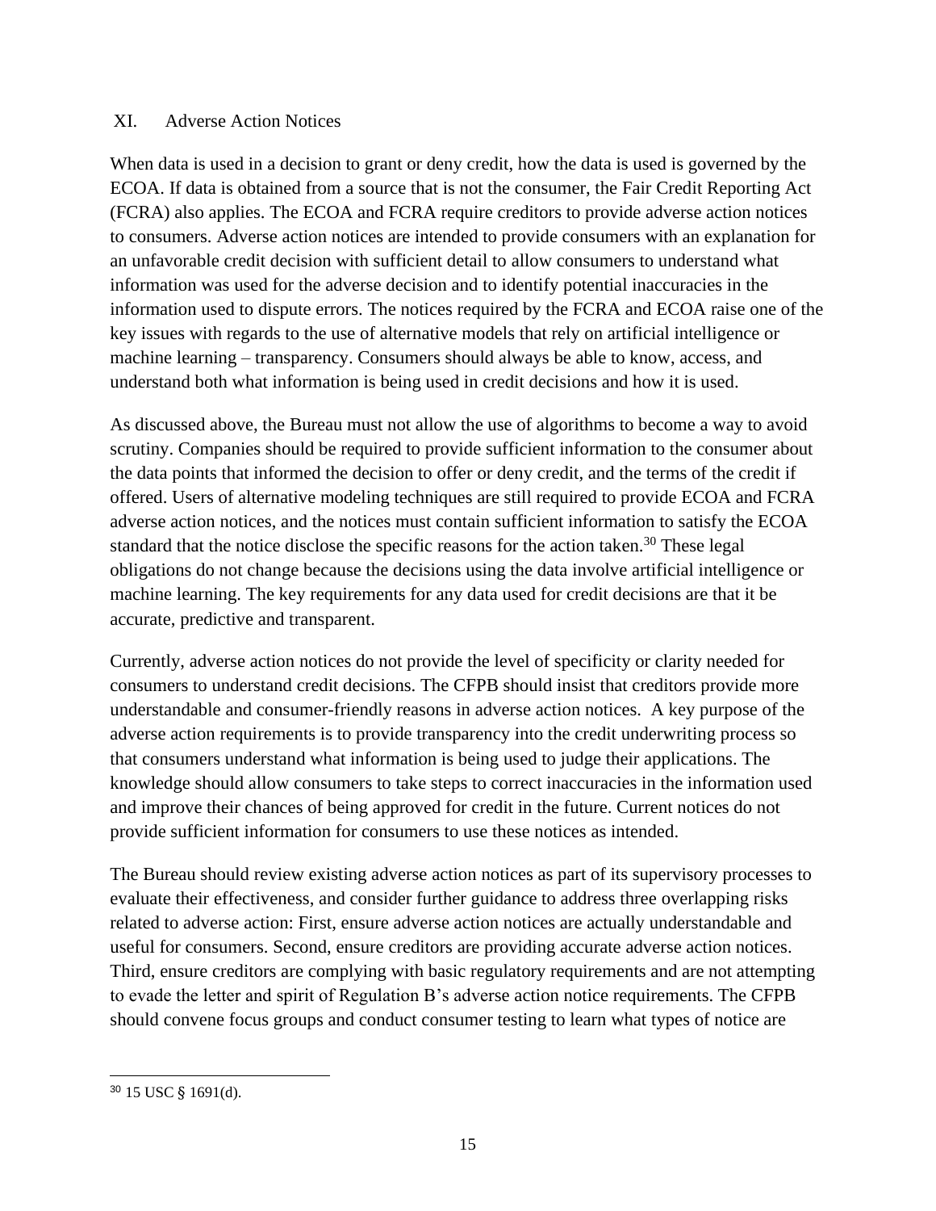## XI. Adverse Action Notices

When data is used in a decision to grant or deny credit, how the data is used is governed by the ECOA. If data is obtained from a source that is not the consumer, the Fair Credit Reporting Act (FCRA) also applies. The ECOA and FCRA require creditors to provide adverse action notices to consumers. Adverse action notices are intended to provide consumers with an explanation for an unfavorable credit decision with sufficient detail to allow consumers to understand what information was used for the adverse decision and to identify potential inaccuracies in the information used to dispute errors. The notices required by the FCRA and ECOA raise one of the key issues with regards to the use of alternative models that rely on artificial intelligence or machine learning – transparency. Consumers should always be able to know, access, and understand both what information is being used in credit decisions and how it is used.

As discussed above, the Bureau must not allow the use of algorithms to become a way to avoid scrutiny. Companies should be required to provide sufficient information to the consumer about the data points that informed the decision to offer or deny credit, and the terms of the credit if offered. Users of alternative modeling techniques are still required to provide ECOA and FCRA adverse action notices, and the notices must contain sufficient information to satisfy the ECOA standard that the notice disclose the specific reasons for the action taken.[30] These legal obligations do not change because the decisions using the data involve artificial intelligence or machine learning. The key requirements for any data used for credit decisions are that it be accurate, predictive and transparent.

Currently, adverse action notices do not provide the level of specificity or clarity needed for consumers to understand credit decisions. The CFPB should insist that creditors provide more understandable and consumer-friendly reasons in adverse action notices. A key purpose of the adverse action requirements is to provide transparency into the credit underwriting process so that consumers understand what information is being used to judge their applications. The knowledge should allow consumers to take steps to correct inaccuracies in the information used and improve their chances of being approved for credit in the future. Current notices do not provide sufficient information for consumers to use these notices as intended.

The Bureau should review existing adverse action notices as part of its supervisory processes to evaluate their effectiveness, and consider further guidance to address three overlapping risks related to adverse action: First, ensure adverse action notices are actually understandable and useful for consumers. Second, ensure creditors are providing accurate adverse action notices. Third, ensure creditors are complying with basic regulatory requirements and are not attempting to evade the letter and spirit of Regulation B's adverse action notice requirements. The CFPB should convene focus groups and conduct consumer testing to learn what types of notice are

---

[30] 15 USC § 1691(d).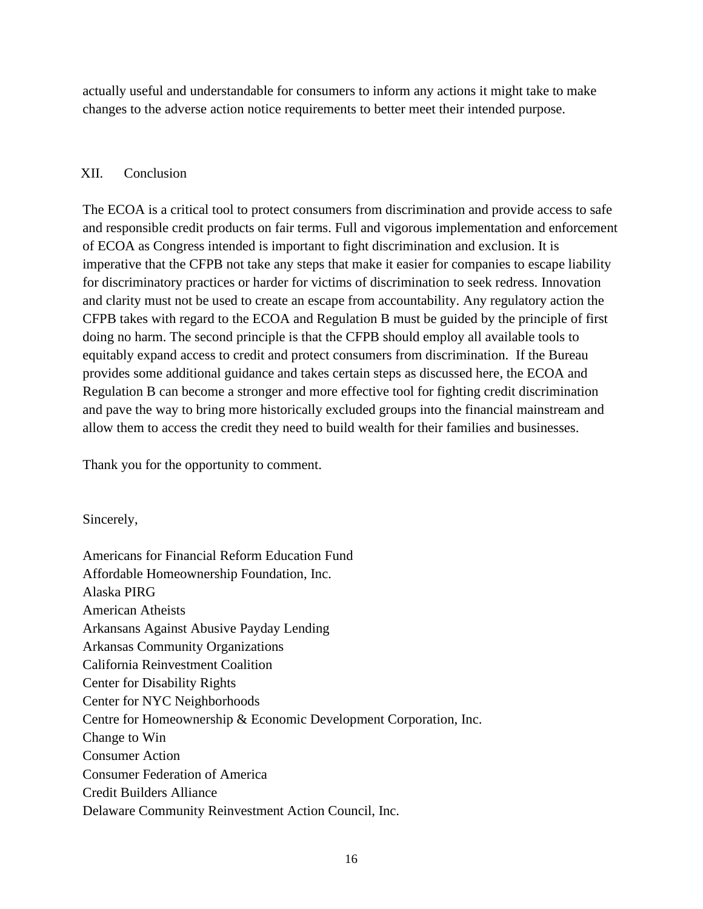actually useful and understandable for consumers to inform any actions it might take to make changes to the adverse action notice requirements to better meet their intended purpose.

## XII. Conclusion

The ECOA is a critical tool to protect consumers from discrimination and provide access to safe and responsible credit products on fair terms. Full and vigorous implementation and enforcement of ECOA as Congress intended is important to fight discrimination and exclusion. It is imperative that the CFPB not take any steps that make it easier for companies to escape liability for discriminatory practices or harder for victims of discrimination to seek redress. Innovation and clarity must not be used to create an escape from accountability. Any regulatory action the CFPB takes with regard to the ECOA and Regulation B must be guided by the principle of first doing no harm. The second principle is that the CFPB should employ all available tools to equitably expand access to credit and protect consumers from discrimination. If the Bureau provides some additional guidance and takes certain steps as discussed here, the ECOA and Regulation B can become a stronger and more effective tool for fighting credit discrimination and pave the way to bring more historically excluded groups into the financial mainstream and allow them to access the credit they need to build wealth for their families and businesses.

Thank you for the opportunity to comment.

Sincerely,

Americans for Financial Reform Education Fund
Affordable Homeownership Foundation, Inc.
Alaska PIRG
American Atheists
Arkansans Against Abusive Payday Lending
Arkansas Community Organizations
California Reinvestment Coalition
Center for Disability Rights
Center for NYC Neighborhoods
Centre for Homeownership & Economic Development Corporation, Inc.
Change to Win
Consumer Action
Consumer Federation of America
Credit Builders Alliance
Delaware Community Reinvestment Action Council, Inc.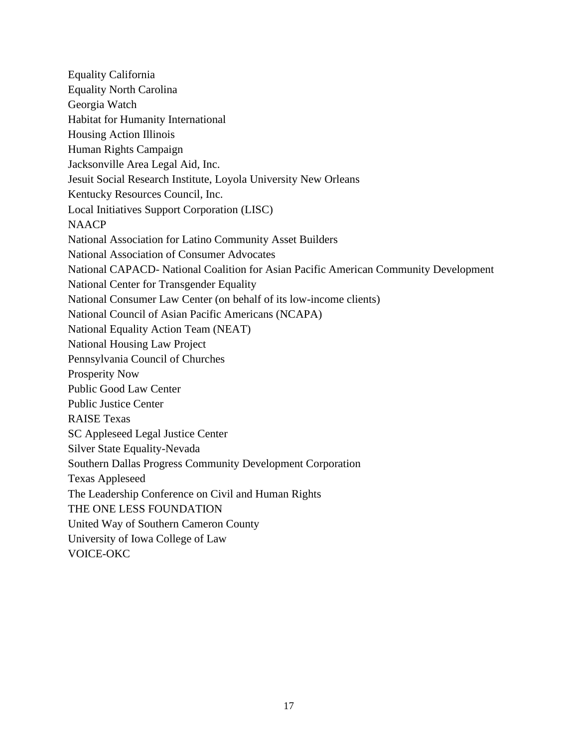Equality California
Equality North Carolina
Georgia Watch
Habitat for Humanity International
Housing Action Illinois
Human Rights Campaign
Jacksonville Area Legal Aid, Inc.
Jesuit Social Research Institute, Loyola University New Orleans
Kentucky Resources Council, Inc.
Local Initiatives Support Corporation (LISC)
NAACP
National Association for Latino Community Asset Builders
National Association of Consumer Advocates
National CAPACD- National Coalition for Asian Pacific American Community Development
National Center for Transgender Equality
National Consumer Law Center (on behalf of its low-income clients)
National Council of Asian Pacific Americans (NCAPA)
National Equality Action Team (NEAT)
National Housing Law Project
Pennsylvania Council of Churches
Prosperity Now
Public Good Law Center
Public Justice Center
RAISE Texas
SC Appleseed Legal Justice Center
Silver State Equality-Nevada
Southern Dallas Progress Community Development Corporation
Texas Appleseed
The Leadership Conference on Civil and Human Rights
THE ONE LESS FOUNDATION
United Way of Southern Cameron County
University of Iowa College of Law
VOICE-OKC